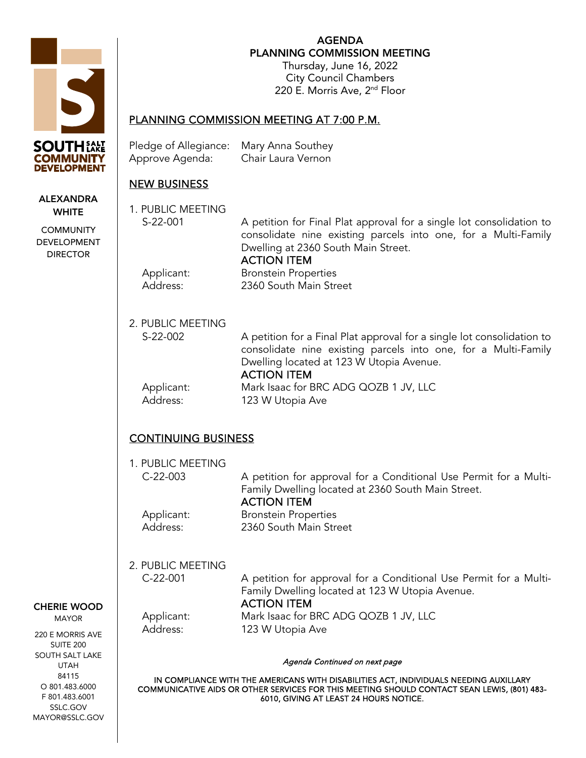**SOUTH SALT LAKE COMMUNITY DEVELOPMENT**

**ALEXANDRA WHITE**

COMMUNITY DEVELOPMENT DIRECTOR

**CHERIE WOOD**

MAYOR

220 E MORRIS AVE
SUITE 200
SOUTH SALT LAKE
UTAH
84115
O 801.483.6000
F 801.483.6001
SSLC.GOV
MAYOR@SSLC.GOV

# AGENDA
## PLANNING COMMISSION MEETING

Thursday, June 16, 2022
City Council Chambers
220 E. Morris Ave, 2nd Floor

## PLANNING COMMISSION MEETING AT 7:00 P.M.

Pledge of Allegiance: Mary Anna Southey
Approve Agenda: Chair Laura Vernon

## NEW BUSINESS

1. PUBLIC MEETING
   S-22-001 — A petition for Final Plat approval for a single lot consolidation to consolidate nine existing parcels into one, for a Multi-Family Dwelling at 2360 South Main Street.
   **ACTION ITEM**
   Applicant: Bronstein Properties
   Address: 2360 South Main Street

2. PUBLIC MEETING
   S-22-002 — A petition for a Final Plat approval for a single lot consolidation to consolidate nine existing parcels into one, for a Multi-Family Dwelling located at 123 W Utopia Avenue.
   **ACTION ITEM**
   Applicant: Mark Isaac for BRC ADG QOZB 1 JV, LLC
   Address: 123 W Utopia Ave

## CONTINUING BUSINESS

1. PUBLIC MEETING
   C-22-003 — A petition for approval for a Conditional Use Permit for a Multi-Family Dwelling located at 2360 South Main Street.
   **ACTION ITEM**
   Applicant: Bronstein Properties
   Address: 2360 South Main Street

2. PUBLIC MEETING
   C-22-001 — A petition for approval for a Conditional Use Permit for a Multi-Family Dwelling located at 123 W Utopia Avenue.
   **ACTION ITEM**
   Applicant: Mark Isaac for BRC ADG QOZB 1 JV, LLC
   Address: 123 W Utopia Ave

*Agenda Continued on next page*

IN COMPLIANCE WITH THE AMERICANS WITH DISABILITIES ACT, INDIVIDUALS NEEDING AUXILLARY COMMUNICATIVE AIDS OR OTHER SERVICES FOR THIS MEETING SHOULD CONTACT SEAN LEWIS, (801) 483-6010, GIVING AT LEAST 24 HOURS NOTICE.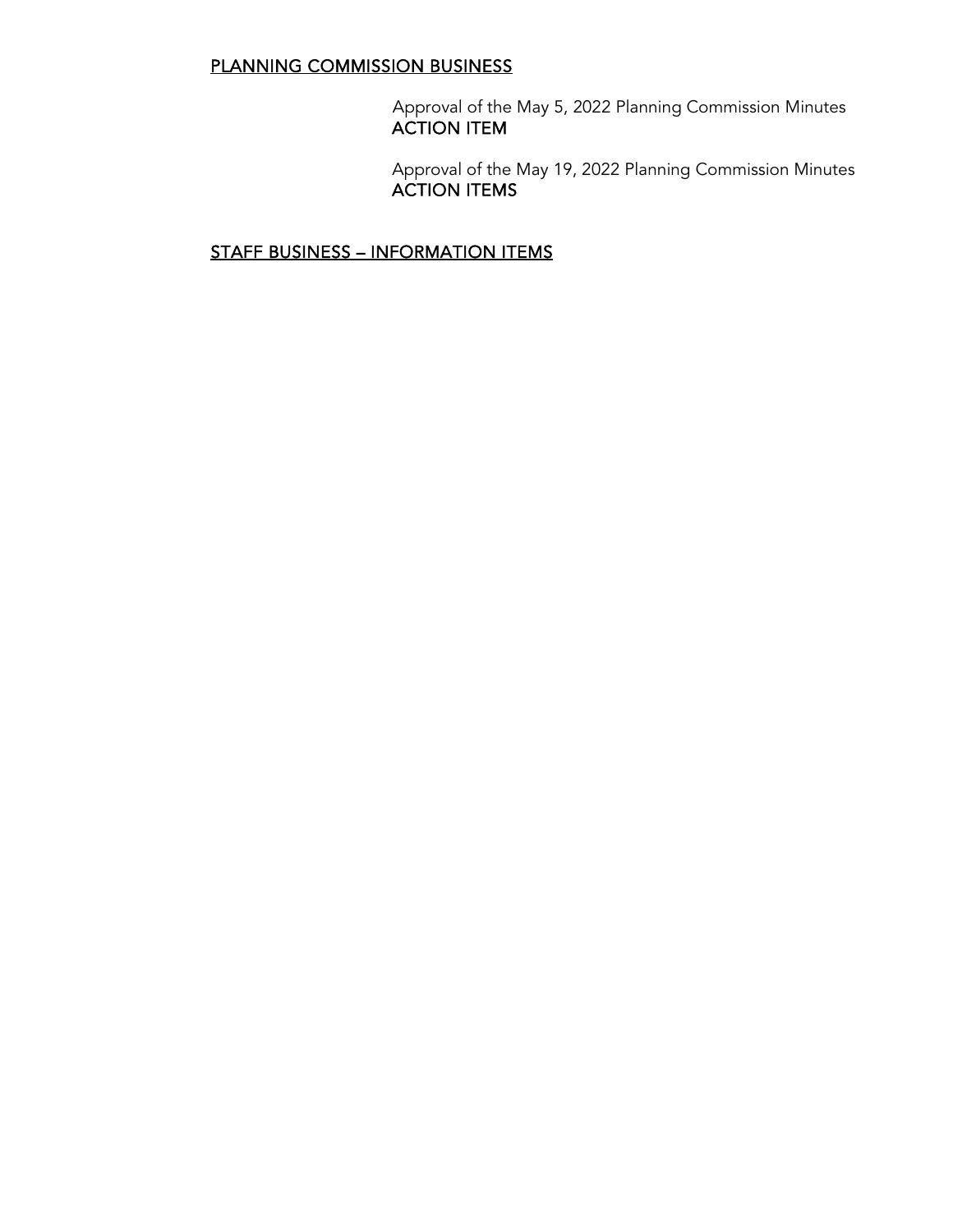## PLANNING COMMISSION BUSINESS

Approval of the May 5, 2022 Planning Commission Minutes
ACTION ITEM

Approval of the May 19, 2022 Planning Commission Minutes
ACTION ITEMS

## STAFF BUSINESS – INFORMATION ITEMS